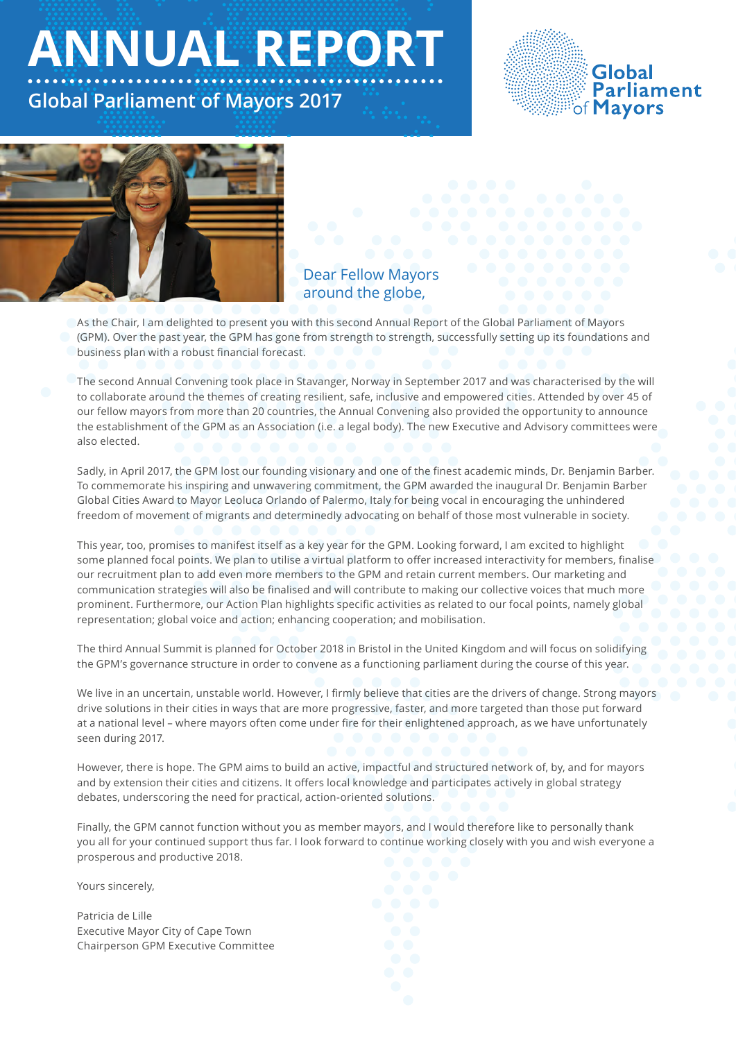# ANNUAL REPORT

## Global Parliament of Mayors 2017

Global Parliament of Mayors

Dear Fellow Mayors around the globe,

As the Chair, I am delighted to present you with this second Annual Report of the Global Parliament of Mayors (GPM). Over the past year, the GPM has gone from strength to strength, successfully setting up its foundations and business plan with a robust financial forecast.

The second Annual Convening took place in Stavanger, Norway in September 2017 and was characterised by the will to collaborate around the themes of creating resilient, safe, inclusive and empowered cities. Attended by over 45 of our fellow mayors from more than 20 countries, the Annual Convening also provided the opportunity to announce the establishment of the GPM as an Association (i.e. a legal body). The new Executive and Advisory committees were also elected.

Sadly, in April 2017, the GPM lost our founding visionary and one of the finest academic minds, Dr. Benjamin Barber. To commemorate his inspiring and unwavering commitment, the GPM awarded the inaugural Dr. Benjamin Barber Global Cities Award to Mayor Leoluca Orlando of Palermo, Italy for being vocal in encouraging the unhindered freedom of movement of migrants and determinedly advocating on behalf of those most vulnerable in society.

This year, too, promises to manifest itself as a key year for the GPM. Looking forward, I am excited to highlight some planned focal points. We plan to utilise a virtual platform to offer increased interactivity for members, finalise our recruitment plan to add even more members to the GPM and retain current members. Our marketing and communication strategies will also be finalised and will contribute to making our collective voices that much more prominent. Furthermore, our Action Plan highlights specific activities as related to our focal points, namely global representation; global voice and action; enhancing cooperation; and mobilisation.

The third Annual Summit is planned for October 2018 in Bristol in the United Kingdom and will focus on solidifying the GPM's governance structure in order to convene as a functioning parliament during the course of this year.

We live in an uncertain, unstable world. However, I firmly believe that cities are the drivers of change. Strong mayors drive solutions in their cities in ways that are more progressive, faster, and more targeted than those put forward at a national level – where mayors often come under fire for their enlightened approach, as we have unfortunately seen during 2017.

However, there is hope. The GPM aims to build an active, impactful and structured network of, by, and for mayors and by extension their cities and citizens. It offers local knowledge and participates actively in global strategy debates, underscoring the need for practical, action-oriented solutions.

Finally, the GPM cannot function without you as member mayors, and I would therefore like to personally thank you all for your continued support thus far. I look forward to continue working closely with you and wish everyone a prosperous and productive 2018.

Yours sincerely,

Patricia de Lille
Executive Mayor City of Cape Town
Chairperson GPM Executive Committee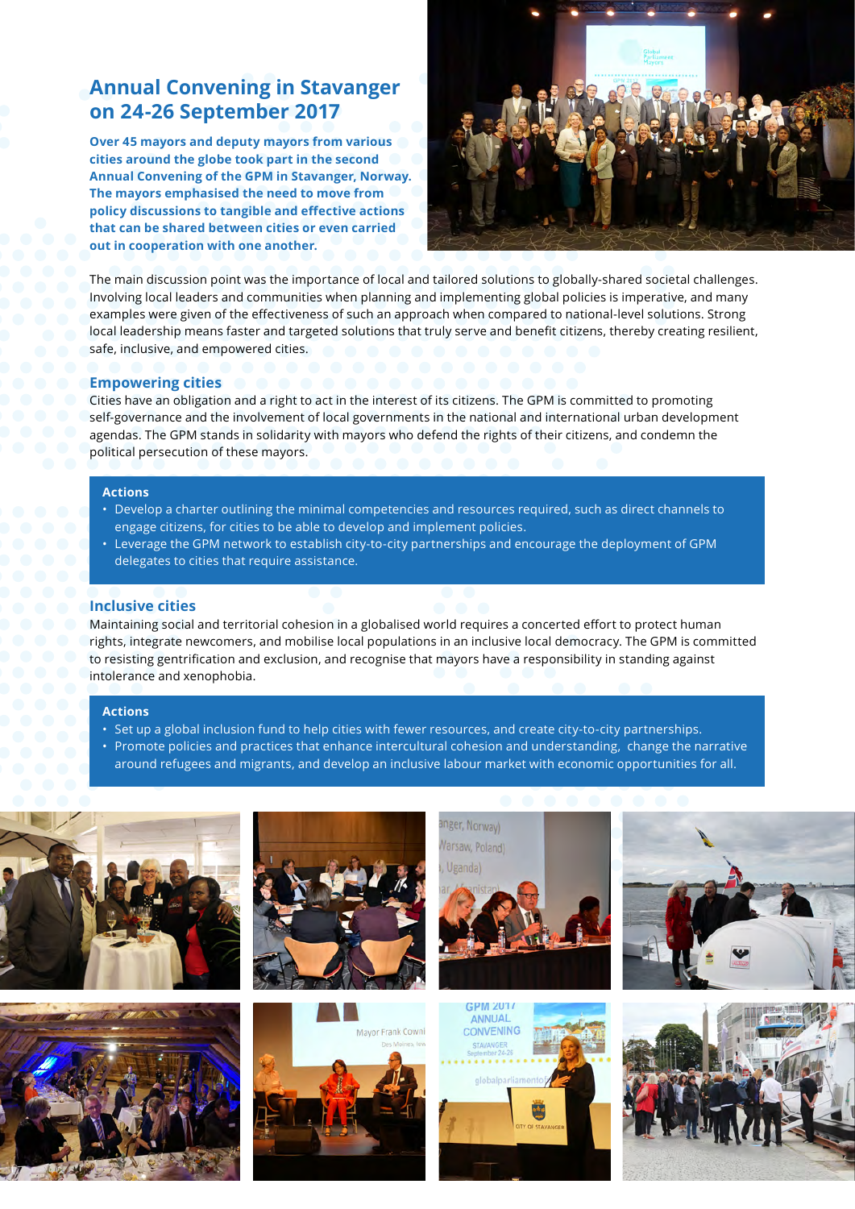## Annual Convening in Stavanger on 24-26 September 2017

**Over 45 mayors and deputy mayors from various cities around the globe took part in the second Annual Convening of the GPM in Stavanger, Norway. The mayors emphasised the need to move from policy discussions to tangible and effective actions that can be shared between cities or even carried out in cooperation with one another.**

The main discussion point was the importance of local and tailored solutions to globally-shared societal challenges. Involving local leaders and communities when planning and implementing global policies is imperative, and many examples were given of the effectiveness of such an approach when compared to national-level solutions. Strong local leadership means faster and targeted solutions that truly serve and benefit citizens, thereby creating resilient, safe, inclusive, and empowered cities.

### Empowering cities

Cities have an obligation and a right to act in the interest of its citizens. The GPM is committed to promoting self-governance and the involvement of local governments in the national and international urban development agendas. The GPM stands in solidarity with mayors who defend the rights of their citizens, and condemn the political persecution of these mayors.

**Actions**

- Develop a charter outlining the minimal competencies and resources required, such as direct channels to engage citizens, for cities to be able to develop and implement policies.
- Leverage the GPM network to establish city-to-city partnerships and encourage the deployment of GPM delegates to cities that require assistance.

### Inclusive cities

Maintaining social and territorial cohesion in a globalised world requires a concerted effort to protect human rights, integrate newcomers, and mobilise local populations in an inclusive local democracy. The GPM is committed to resisting gentrification and exclusion, and recognise that mayors have a responsibility in standing against intolerance and xenophobia.

**Actions**

- Set up a global inclusion fund to help cities with fewer resources, and create city-to-city partnerships.
- Promote policies and practices that enhance intercultural cohesion and understanding, change the narrative around refugees and migrants, and develop an inclusive labour market with economic opportunities for all.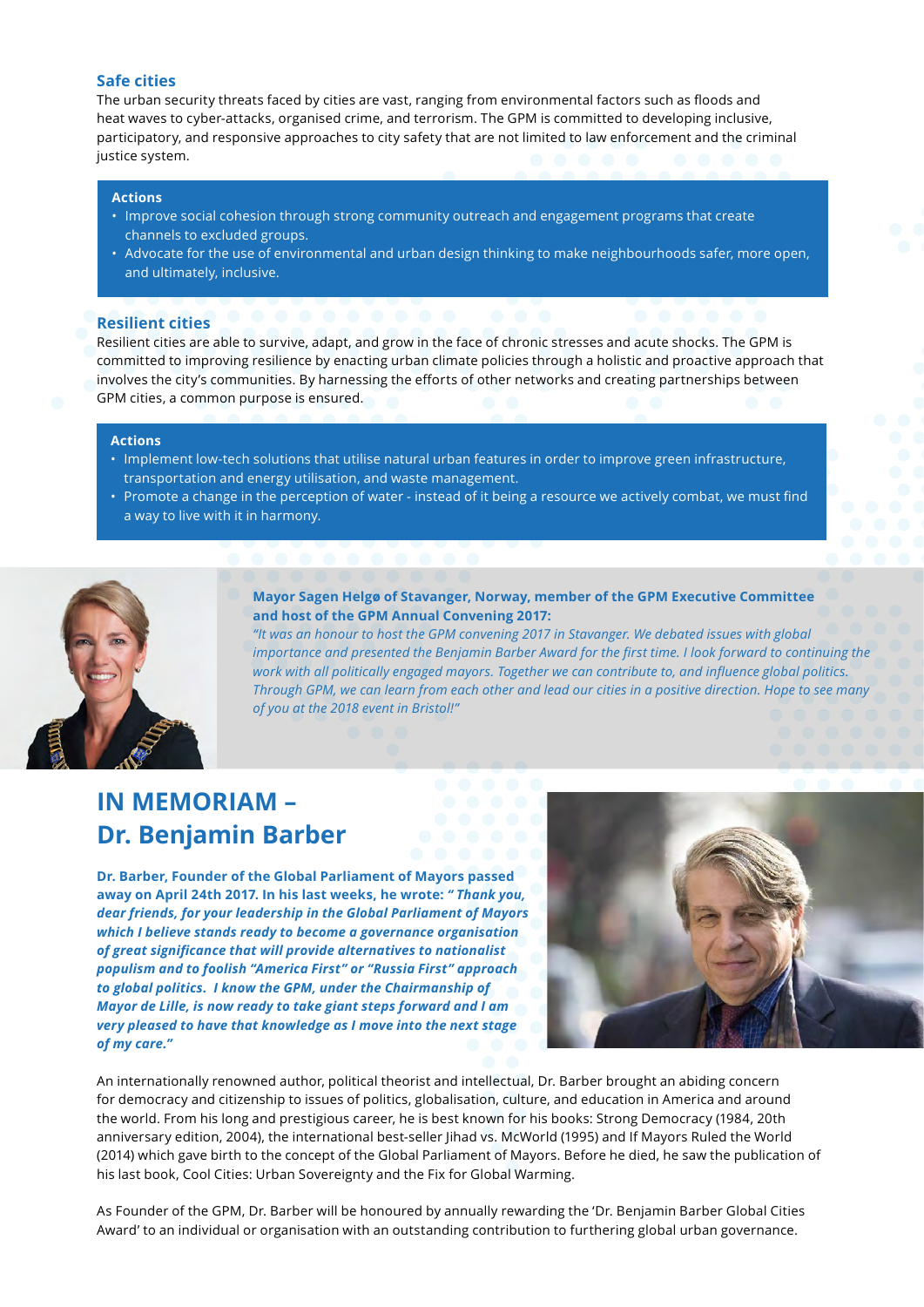### Safe cities

The urban security threats faced by cities are vast, ranging from environmental factors such as floods and heat waves to cyber-attacks, organised crime, and terrorism. The GPM is committed to developing inclusive, participatory, and responsive approaches to city safety that are not limited to law enforcement and the criminal justice system.

**Actions**

- Improve social cohesion through strong community outreach and engagement programs that create channels to excluded groups.
- Advocate for the use of environmental and urban design thinking to make neighbourhoods safer, more open, and ultimately, inclusive.

### Resilient cities

Resilient cities are able to survive, adapt, and grow in the face of chronic stresses and acute shocks. The GPM is committed to improving resilience by enacting urban climate policies through a holistic and proactive approach that involves the city's communities. By harnessing the efforts of other networks and creating partnerships between GPM cities, a common purpose is ensured.

**Actions**

- Implement low-tech solutions that utilise natural urban features in order to improve green infrastructure, transportation and energy utilisation, and waste management.
- Promote a change in the perception of water - instead of it being a resource we actively combat, we must find a way to live with it in harmony.

**Mayor Sagen Helgø of Stavanger, Norway, member of the GPM Executive Committee and host of the GPM Annual Convening 2017:**

*"It was an honour to host the GPM convening 2017 in Stavanger. We debated issues with global importance and presented the Benjamin Barber Award for the first time. I look forward to continuing the work with all politically engaged mayors. Together we can contribute to, and influence global politics. Through GPM, we can learn from each other and lead our cities in a positive direction. Hope to see many of you at the 2018 event in Bristol!"*

## IN MEMORIAM – Dr. Benjamin Barber

**Dr. Barber, Founder of the Global Parliament of Mayors passed away on April 24th 2017. In his last weeks, he wrote: *" Thank you, dear friends, for your leadership in the Global Parliament of Mayors which I believe stands ready to become a governance organisation of great significance that will provide alternatives to nationalist populism and to foolish "America First" or "Russia First" approach to global politics. I know the GPM, under the Chairmanship of Mayor de Lille, is now ready to take giant steps forward and I am very pleased to have that knowledge as I move into the next stage of my care."***

An internationally renowned author, political theorist and intellectual, Dr. Barber brought an abiding concern for democracy and citizenship to issues of politics, globalisation, culture, and education in America and around the world. From his long and prestigious career, he is best known for his books: Strong Democracy (1984, 20th anniversary edition, 2004), the international best-seller Jihad vs. McWorld (1995) and If Mayors Ruled the World (2014) which gave birth to the concept of the Global Parliament of Mayors. Before he died, he saw the publication of his last book, Cool Cities: Urban Sovereignty and the Fix for Global Warming.

As Founder of the GPM, Dr. Barber will be honoured by annually rewarding the 'Dr. Benjamin Barber Global Cities Award' to an individual or organisation with an outstanding contribution to furthering global urban governance.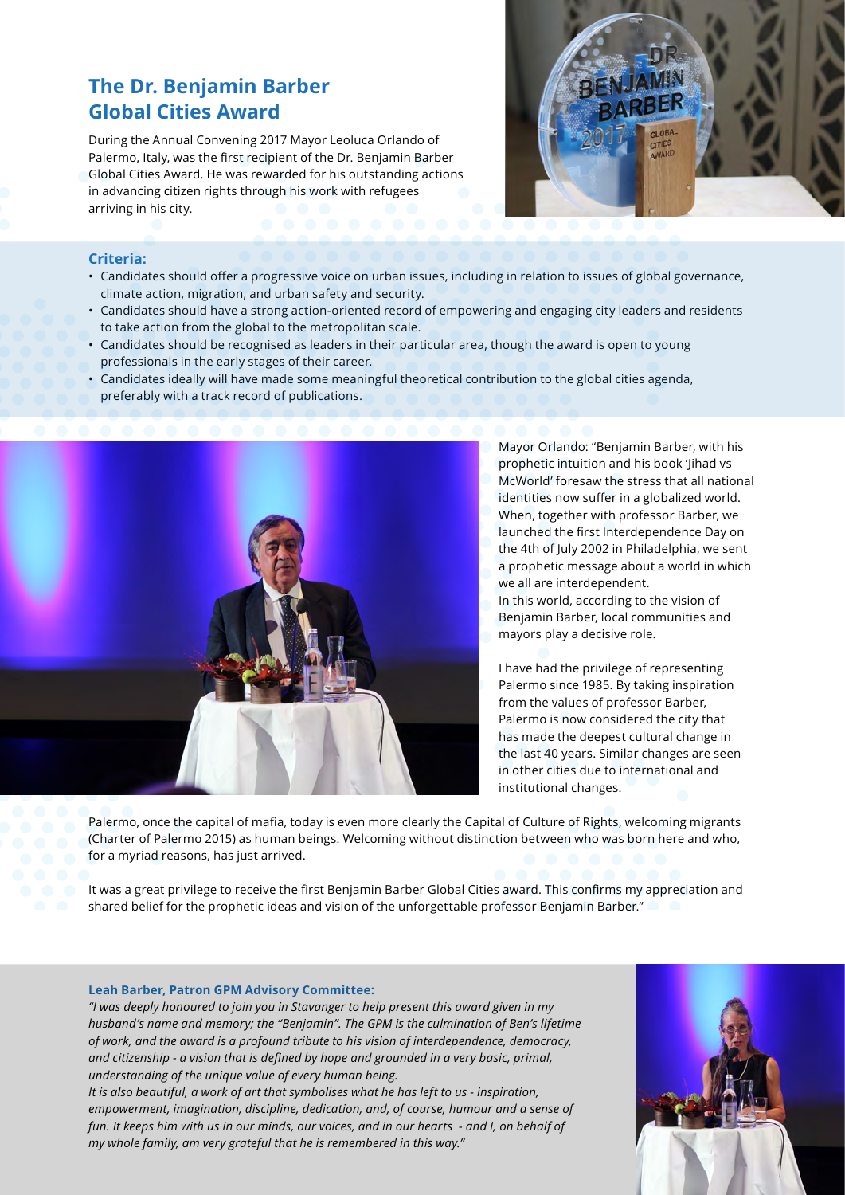## The Dr. Benjamin Barber Global Cities Award

During the Annual Convening 2017 Mayor Leoluca Orlando of Palermo, Italy, was the first recipient of the Dr. Benjamin Barber Global Cities Award. He was rewarded for his outstanding actions in advancing citizen rights through his work with refugees arriving in his city.

### Criteria:

- Candidates should offer a progressive voice on urban issues, including in relation to issues of global governance, climate action, migration, and urban safety and security.
- Candidates should have a strong action-oriented record of empowering and engaging city leaders and residents to take action from the global to the metropolitan scale.
- Candidates should be recognised as leaders in their particular area, though the award is open to young professionals in the early stages of their career.
- Candidates ideally will have made some meaningful theoretical contribution to the global cities agenda, preferably with a track record of publications.

Mayor Orlando: "Benjamin Barber, with his prophetic intuition and his book 'Jihad vs McWorld' foresaw the stress that all national identities now suffer in a globalized world. When, together with professor Barber, we launched the first Interdependence Day on the 4th of July 2002 in Philadelphia, we sent a prophetic message about a world in which we all are interdependent.
In this world, according to the vision of Benjamin Barber, local communities and mayors play a decisive role.

I have had the privilege of representing Palermo since 1985. By taking inspiration from the values of professor Barber, Palermo is now considered the city that has made the deepest cultural change in the last 40 years. Similar changes are seen in other cities due to international and institutional changes.

Palermo, once the capital of mafia, today is even more clearly the Capital of Culture of Rights, welcoming migrants (Charter of Palermo 2015) as human beings. Welcoming without distinction between who was born here and who, for a myriad reasons, has just arrived.

It was a great privilege to receive the first Benjamin Barber Global Cities award. This confirms my appreciation and shared belief for the prophetic ideas and vision of the unforgettable professor Benjamin Barber."

**Leah Barber, Patron GPM Advisory Committee:**

*"I was deeply honoured to join you in Stavanger to help present this award given in my husband's name and memory; the "Benjamin". The GPM is the culmination of Ben's lifetime of work, and the award is a profound tribute to his vision of interdependence, democracy, and citizenship - a vision that is defined by hope and grounded in a very basic, primal, understanding of the unique value of every human being.*
*It is also beautiful, a work of art that symbolises what he has left to us - inspiration, empowerment, imagination, discipline, dedication, and, of course, humour and a sense of fun. It keeps him with us in our minds, our voices, and in our hearts - and I, on behalf of my whole family, am very grateful that he is remembered in this way."*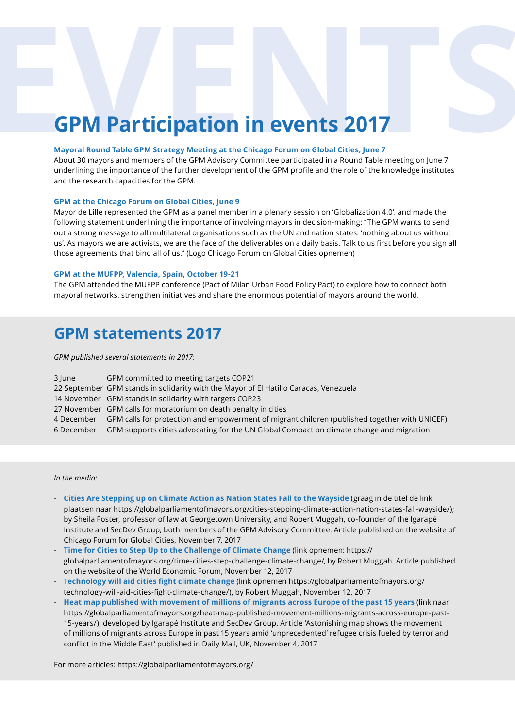# GPM Participation in events 2017

**Mayoral Round Table GPM Strategy Meeting at the Chicago Forum on Global Cities, June 7**

About 30 mayors and members of the GPM Advisory Committee participated in a Round Table meeting on June 7 underlining the importance of the further development of the GPM profile and the role of the knowledge institutes and the research capacities for the GPM.

**GPM at the Chicago Forum on Global Cities, June 9**

Mayor de Lille represented the GPM as a panel member in a plenary session on 'Globalization 4.0', and made the following statement underlining the importance of involving mayors in decision-making: "The GPM wants to send out a strong message to all multilateral organisations such as the UN and nation states: 'nothing about us without us'. As mayors we are activists, we are the face of the deliverables on a daily basis. Talk to us first before you sign all those agreements that bind all of us." (Logo Chicago Forum on Global Cities opnemen)

**GPM at the MUFPP, Valencia, Spain, October 19-21**

The GPM attended the MUFPP conference (Pact of Milan Urban Food Policy Pact) to explore how to connect both mayoral networks, strengthen initiatives and share the enormous potential of mayors around the world.

## GPM statements 2017

*GPM published several statements in 2017:*

| | |
|---|---|
| 3 June | GPM committed to meeting targets COP21 |
| 22 September | GPM stands in solidarity with the Mayor of El Hatillo Caracas, Venezuela |
| 14 November | GPM stands in solidarity with targets COP23 |
| 27 November | GPM calls for moratorium on death penalty in cities |
| 4 December | GPM calls for protection and empowerment of migrant children (published together with UNICEF) |
| 6 December | GPM supports cities advocating for the UN Global Compact on climate change and migration |

*In the media:*

- **Cities Are Stepping up on Climate Action as Nation States Fall to the Wayside** (graag in de titel de link plaatsen naar https://globalparliamentofmayors.org/cities-stepping-climate-action-nation-states-fall-wayside/); by Sheila Foster, professor of law at Georgetown University, and Robert Muggah, co-founder of the Igarapé Institute and SecDev Group, both members of the GPM Advisory Committee. Article published on the website of Chicago Forum for Global Cities, November 7, 2017
- **Time for Cities to Step Up to the Challenge of Climate Change** (link opnemen: https://globalparliamentofmayors.org/time-cities-step-challenge-climate-change/, by Robert Muggah. Article published on the website of the World Economic Forum, November 12, 2017
- **Technology will aid cities fight climate change** (link opnemen https://globalparliamentofmayors.org/technology-will-aid-cities-fight-climate-change/), by Robert Muggah, November 12, 2017
- **Heat map published with movement of millions of migrants across Europe of the past 15 years** (link naar https://globalparliamentofmayors.org/heat-map-published-movement-millions-migrants-across-europe-past-15-years/), developed by Igarapé Institute and SecDev Group. Article 'Astonishing map shows the movement of millions of migrants across Europe in past 15 years amid 'unprecedented' refugee crisis fueled by terror and conflict in the Middle East' published in Daily Mail, UK, November 4, 2017

For more articles: https://globalparliamentofmayors.org/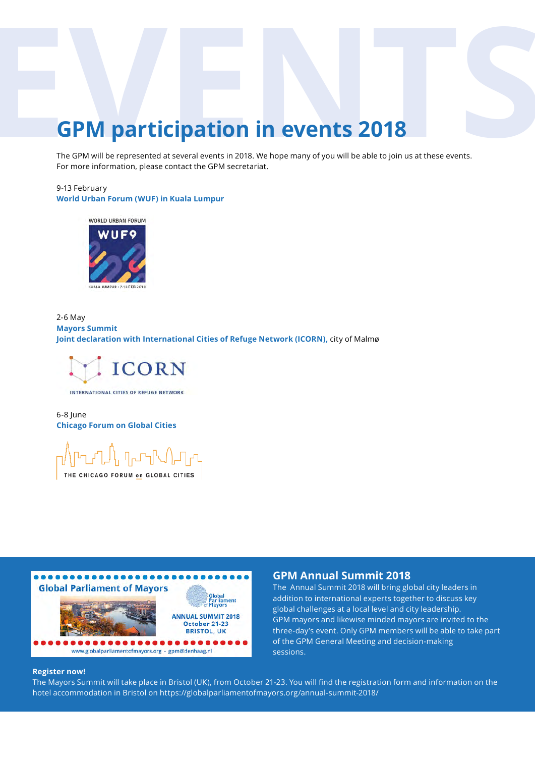# GPM participation in events 2018

The GPM will be represented at several events in 2018. We hope many of you will be able to join us at these events. For more information, please contact the GPM secretariat.

9-13 February
**World Urban Forum (WUF) in Kuala Lumpur**

2-6 May
**Mayors Summit**
**Joint declaration with International Cities of Refuge Network (ICORN),** city of Malmø

6-8 June
**Chicago Forum on Global Cities**

## GPM Annual Summit 2018

The Annual Summit 2018 will bring global city leaders in addition to international experts together to discuss key global challenges at a local level and city leadership. GPM mayors and likewise minded mayors are invited to the three-day's event. Only GPM members will be able to take part of the GPM General Meeting and decision-making sessions.

**Register now!**

The Mayors Summit will take place in Bristol (UK), from October 21-23. You will find the registration form and information on the hotel accommodation in Bristol on https://globalparliamentofmayors.org/annual-summit-2018/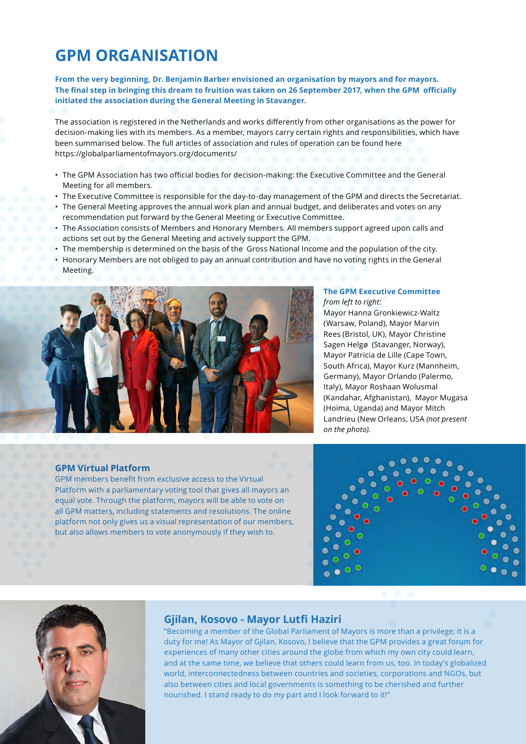# GPM ORGANISATION

**From the very beginning, Dr. Benjamin Barber envisioned an organisation by mayors and for mayors. The final step in bringing this dream to fruition was taken on 26 September 2017, when the GPM officially initiated the association during the General Meeting in Stavanger.**

The association is registered in the Netherlands and works differently from other organisations as the power for decision-making lies with its members. As a member, mayors carry certain rights and responsibilities, which have been summarised below. The full articles of association and rules of operation can be found here https://globalparliamentofmayors.org/documents/

- The GPM Association has two official bodies for decision-making: the Executive Committee and the General Meeting for all members.
- The Executive Committee is responsible for the day-to-day management of the GPM and directs the Secretariat.
- The General Meeting approves the annual work plan and annual budget, and deliberates and votes on any recommendation put forward by the General Meeting or Executive Committee.
- The Association consists of Members and Honorary Members. All members support agreed upon calls and actions set out by the General Meeting and actively support the GPM.
- The membership is determined on the basis of the Gross National Income and the population of the city.
- Honorary Members are not obliged to pay an annual contribution and have no voting rights in the General Meeting.

**The GPM Executive Committee**
*from left to right:*
Mayor Hanna Gronkiewicz-Waltz (Warsaw, Poland), Mayor Marvin Rees (Bristol, UK), Mayor Christine Sagen Helgø (Stavanger, Norway), Mayor Patricia de Lille (Cape Town, South Africa), Mayor Kurz (Mannheim, Germany), Mayor Orlando (Palermo, Italy), Mayor Roshaan Wolusmal (Kandahar, Afghanistan), Mayor Mugasa (Hoima, Uganda) and Mayor Mitch Landrieu (New Orleans, USA *(not present on the photo).*

## GPM Virtual Platform

GPM members benefit from exclusive access to the Virtual Platform with a parliamentary voting tool that gives all mayors an equal vote. Through the platform, mayors will be able to vote on all GPM matters, including statements and resolutions. The online platform not only gives us a visual representation of our members, but also allows members to vote anonymously if they wish to.

## Gjilan, Kosovo - Mayor Lutfi Haziri

"Becoming a member of the Global Parliament of Mayors is more than a privilege; it is a duty for me! As Mayor of Gjilan, Kosovo, I believe that the GPM provides a great forum for experiences of many other cities around the globe from which my own city could learn, and at the same time, we believe that others could learn from us, too. In today's globalized world, interconnectedness between countries and societies, corporations and NGOs, but also between cities and local governments is something to be cherished and further nourished. I stand ready to do my part and I look forward to it!"